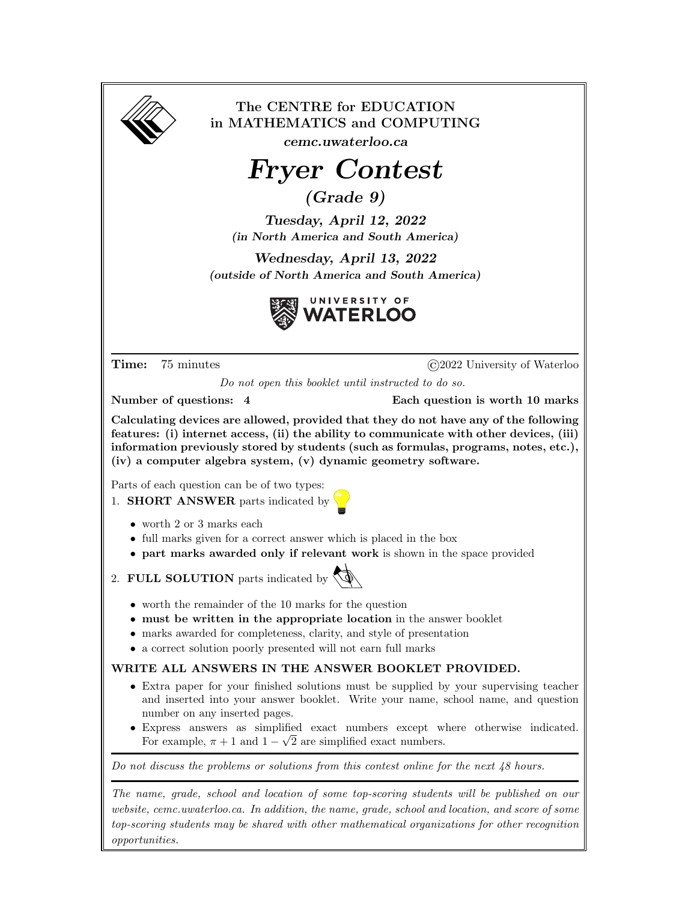The CENTRE for EDUCATION
in MATHEMATICS and COMPUTING

*cemc.uwaterloo.ca*

# *Fryer Contest*

## *(Grade 9)*

***Tuesday, April 12, 2022***
***(in North America and South America)***

***Wednesday, April 13, 2022***
***(outside of North America and South America)***

UNIVERSITY OF WATERLOO

---

**Time:** 75 minutes ©2022 University of Waterloo

*Do not open this booklet until instructed to do so.*

**Number of questions: 4** **Each question is worth 10 marks**

**Calculating devices are allowed, provided that they do not have any of the following features: (i) internet access, (ii) the ability to communicate with other devices, (iii) information previously stored by students (such as formulas, programs, notes, etc.), (iv) a computer algebra system, (v) dynamic geometry software.**

Parts of each question can be of two types:

1. **SHORT ANSWER** parts indicated by
   - worth 2 or 3 marks each
   - full marks given for a correct answer which is placed in the box
   - **part marks awarded only if relevant work** is shown in the space provided
2. **FULL SOLUTION** parts indicated by
   - worth the remainder of the 10 marks for the question
   - **must be written in the appropriate location** in the answer booklet
   - marks awarded for completeness, clarity, and style of presentation
   - a correct solution poorly presented will not earn full marks

**WRITE ALL ANSWERS IN THE ANSWER BOOKLET PROVIDED.**

- Extra paper for your finished solutions must be supplied by your supervising teacher and inserted into your answer booklet. Write your name, school name, and question number on any inserted pages.
- Express answers as simplified exact numbers except where otherwise indicated. For example, $\pi + 1$ and $1 - \sqrt{2}$ are simplified exact numbers.

---

*Do not discuss the problems or solutions from this contest online for the next 48 hours.*

---

*The name, grade, school and location of some top-scoring students will be published on our website, cemc.uwaterloo.ca. In addition, the name, grade, school and location, and score of some top-scoring students may be shared with other mathematical organizations for other recognition opportunities.*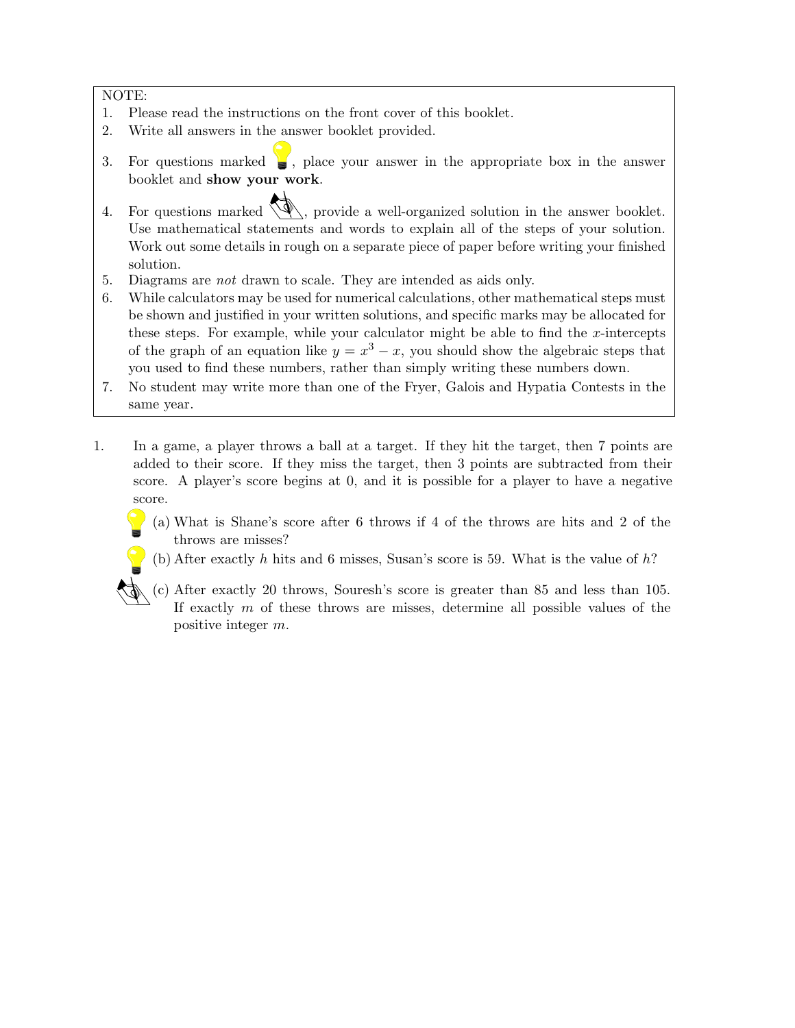NOTE:

1. Please read the instructions on the front cover of this booklet.
2. Write all answers in the answer booklet provided.
3. For questions marked 💡, place your answer in the appropriate box in the answer booklet and **show your work**.
4. For questions marked ✍, provide a well-organized solution in the answer booklet. Use mathematical statements and words to explain all of the steps of your solution. Work out some details in rough on a separate piece of paper before writing your finished solution.
5. Diagrams are *not* drawn to scale. They are intended as aids only.
6. While calculators may be used for numerical calculations, other mathematical steps must be shown and justified in your written solutions, and specific marks may be allocated for these steps. For example, while your calculator might be able to find the $x$-intercepts of the graph of an equation like $y = x^3 - x$, you should show the algebraic steps that you used to find these numbers, rather than simply writing these numbers down.
7. No student may write more than one of the Fryer, Galois and Hypatia Contests in the same year.

1. In a game, a player throws a ball at a target. If they hit the target, then 7 points are added to their score. If they miss the target, then 3 points are subtracted from their score. A player's score begins at 0, and it is possible for a player to have a negative score.

   💡 (a) What is Shane's score after 6 throws if 4 of the throws are hits and 2 of the throws are misses?

   💡 (b) After exactly $h$ hits and 6 misses, Susan's score is 59. What is the value of $h$?

   ✍ (c) After exactly 20 throws, Souresh's score is greater than 85 and less than 105. If exactly $m$ of these throws are misses, determine all possible values of the positive integer $m$.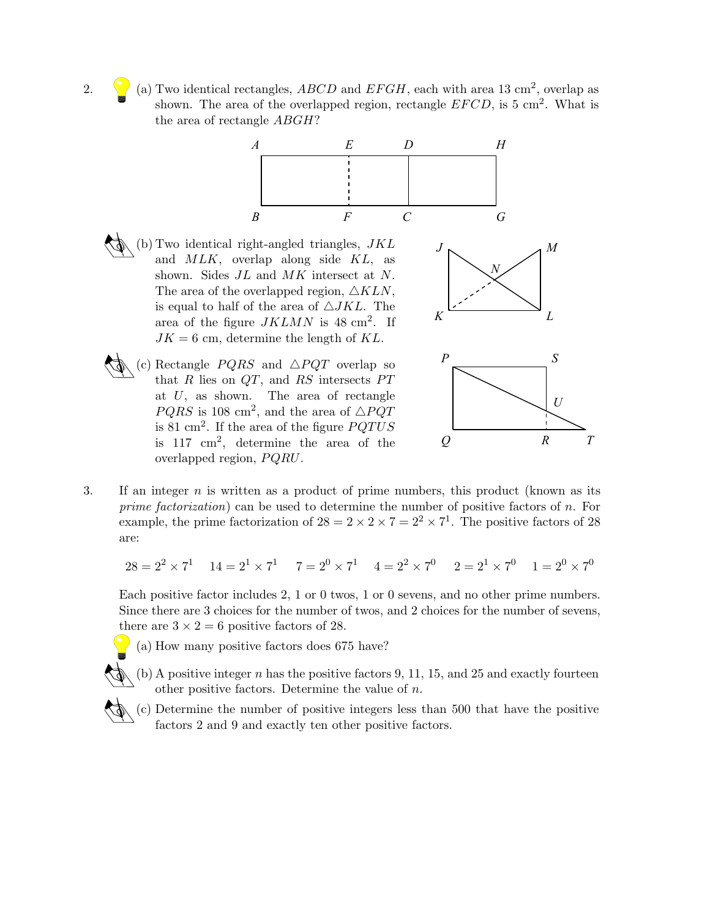2. (a) Two identical rectangles, $ABCD$ and $EFGH$, each with area 13 cm$^2$, overlap as shown. The area of the overlapped region, rectangle $EFCD$, is 5 cm$^2$. What is the area of rectangle $ABGH$?

(b) Two identical right-angled triangles, $JKL$ and $MLK$, overlap along side $KL$, as shown. Sides $JL$ and $MK$ intersect at $N$. The area of the overlapped region, $\triangle KLN$, is equal to half of the area of $\triangle JKL$. The area of the figure $JKLMN$ is 48 cm$^2$. If $JK = 6$ cm, determine the length of $KL$.

(c) Rectangle $PQRS$ and $\triangle PQT$ overlap so that $R$ lies on $QT$, and $RS$ intersects $PT$ at $U$, as shown. The area of rectangle $PQRS$ is 108 cm$^2$, and the area of $\triangle PQT$ is 81 cm$^2$. If the area of the figure $PQTUS$ is 117 cm$^2$, determine the area of the overlapped region, $PQRU$.

3. If an integer $n$ is written as a product of prime numbers, this product (known as its *prime factorization*) can be used to determine the number of positive factors of $n$. For example, the prime factorization of $28 = 2 \times 2 \times 7 = 2^2 \times 7^1$. The positive factors of 28 are:

$$28 = 2^2 \times 7^1 \quad 14 = 2^1 \times 7^1 \quad 7 = 2^0 \times 7^1 \quad 4 = 2^2 \times 7^0 \quad 2 = 2^1 \times 7^0 \quad 1 = 2^0 \times 7^0$$

Each positive factor includes 2, 1 or 0 twos, 1 or 0 sevens, and no other prime numbers. Since there are 3 choices for the number of twos, and 2 choices for the number of sevens, there are $3 \times 2 = 6$ positive factors of 28.

(a) How many positive factors does 675 have?

(b) A positive integer $n$ has the positive factors 9, 11, 15, and 25 and exactly fourteen other positive factors. Determine the value of $n$.

(c) Determine the number of positive integers less than 500 that have the positive factors 2 and 9 and exactly ten other positive factors.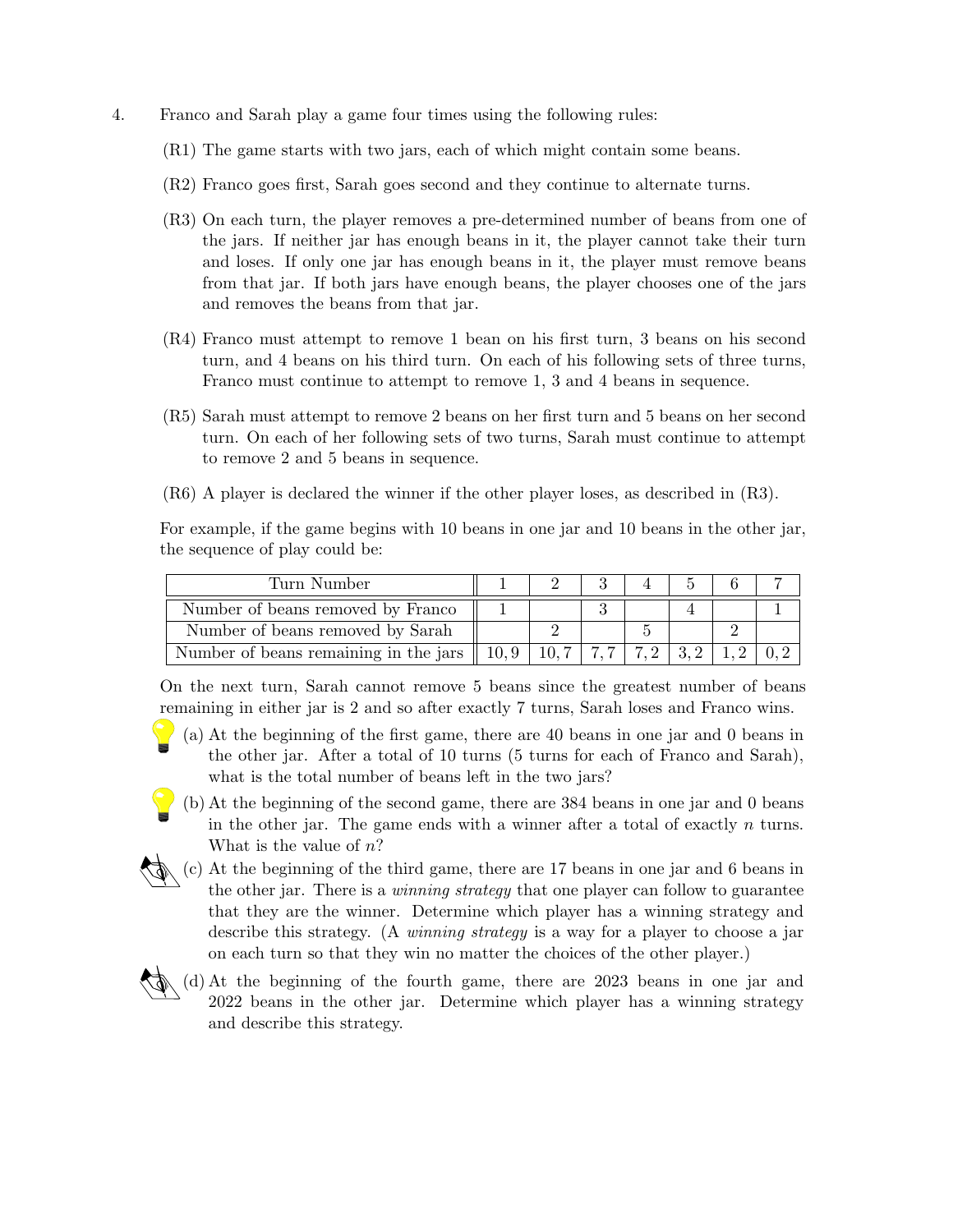4. Franco and Sarah play a game four times using the following rules:

(R1) The game starts with two jars, each of which might contain some beans.

(R2) Franco goes first, Sarah goes second and they continue to alternate turns.

(R3) On each turn, the player removes a pre-determined number of beans from one of the jars. If neither jar has enough beans in it, the player cannot take their turn and loses. If only one jar has enough beans in it, the player must remove beans from that jar. If both jars have enough beans, the player chooses one of the jars and removes the beans from that jar.

(R4) Franco must attempt to remove 1 bean on his first turn, 3 beans on his second turn, and 4 beans on his third turn. On each of his following sets of three turns, Franco must continue to attempt to remove 1, 3 and 4 beans in sequence.

(R5) Sarah must attempt to remove 2 beans on her first turn and 5 beans on her second turn. On each of her following sets of two turns, Sarah must continue to attempt to remove 2 and 5 beans in sequence.

(R6) A player is declared the winner if the other player loses, as described in (R3).

For example, if the game begins with 10 beans in one jar and 10 beans in the other jar, the sequence of play could be:

| Turn Number | 1 | 2 | 3 | 4 | 5 | 6 | 7 |
|---|---|---|---|---|---|---|---|
| Number of beans removed by Franco | 1 | | 3 | | 4 | | 1 |
| Number of beans removed by Sarah | | 2 | | 5 | | 2 | |
| Number of beans remaining in the jars | 10, 9 | 10, 7 | 7, 7 | 7, 2 | 3, 2 | 1, 2 | 0, 2 |

On the next turn, Sarah cannot remove 5 beans since the greatest number of beans remaining in either jar is 2 and so after exactly 7 turns, Sarah loses and Franco wins.

(a) At the beginning of the first game, there are 40 beans in one jar and 0 beans in the other jar. After a total of 10 turns (5 turns for each of Franco and Sarah), what is the total number of beans left in the two jars?

(b) At the beginning of the second game, there are 384 beans in one jar and 0 beans in the other jar. The game ends with a winner after a total of exactly $n$ turns. What is the value of $n$?

(c) At the beginning of the third game, there are 17 beans in one jar and 6 beans in the other jar. There is a *winning strategy* that one player can follow to guarantee that they are the winner. Determine which player has a winning strategy and describe this strategy. (A *winning strategy* is a way for a player to choose a jar on each turn so that they win no matter the choices of the other player.)

(d) At the beginning of the fourth game, there are 2023 beans in one jar and 2022 beans in the other jar. Determine which player has a winning strategy and describe this strategy.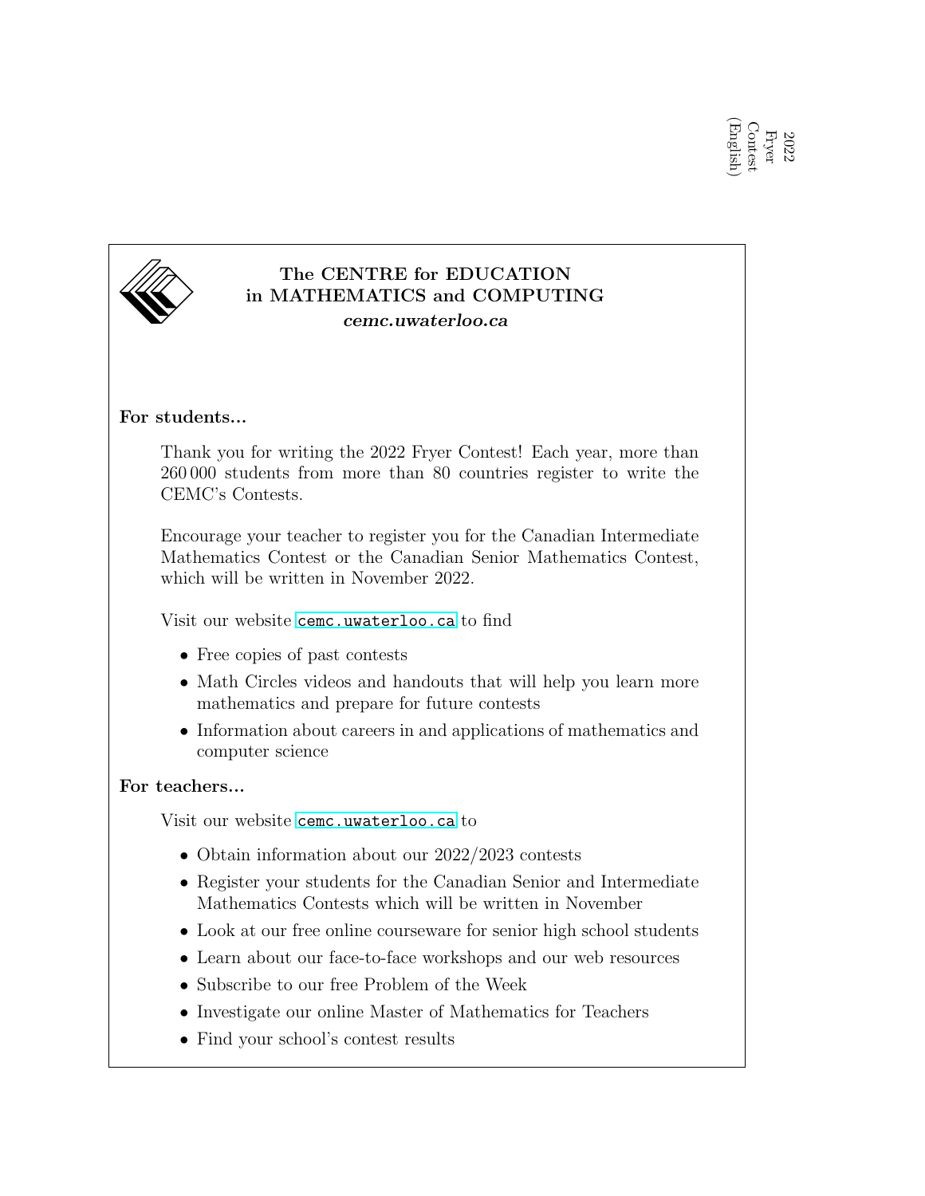2022 Fryer Contest (English)

**The CENTRE for EDUCATION in MATHEMATICS and COMPUTING**

***cemc.uwaterloo.ca***

**For students...**

Thank you for writing the 2022 Fryer Contest! Each year, more than 260 000 students from more than 80 countries register to write the CEMC's Contests.

Encourage your teacher to register you for the Canadian Intermediate Mathematics Contest or the Canadian Senior Mathematics Contest, which will be written in November 2022.

Visit our website cemc.uwaterloo.ca to find

- Free copies of past contests
- Math Circles videos and handouts that will help you learn more mathematics and prepare for future contests
- Information about careers in and applications of mathematics and computer science

**For teachers...**

Visit our website cemc.uwaterloo.ca to

- Obtain information about our 2022/2023 contests
- Register your students for the Canadian Senior and Intermediate Mathematics Contests which will be written in November
- Look at our free online courseware for senior high school students
- Learn about our face-to-face workshops and our web resources
- Subscribe to our free Problem of the Week
- Investigate our online Master of Mathematics for Teachers
- Find your school's contest results